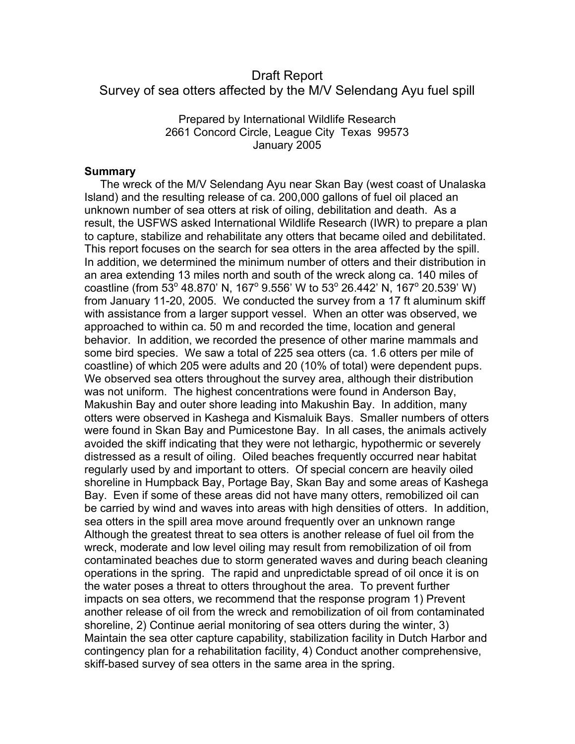# Draft Report

## Survey of sea otters affected by the M/V Selendang Ayu fuel spill

Prepared by International Wildlife Research
2661 Concord Circle, League City Texas 99573
January 2005

**Summary**

The wreck of the M/V Selendang Ayu near Skan Bay (west coast of Unalaska Island) and the resulting release of ca. 200,000 gallons of fuel oil placed an unknown number of sea otters at risk of oiling, debilitation and death. As a result, the USFWS asked International Wildlife Research (IWR) to prepare a plan to capture, stabilize and rehabilitate any otters that became oiled and debilitated. This report focuses on the search for sea otters in the area affected by the spill. In addition, we determined the minimum number of otters and their distribution in an area extending 13 miles north and south of the wreck along ca. 140 miles of coastline (from 53° 48.870' N, 167° 9.556' W to 53° 26.442' N, 167° 20.539' W) from January 11-20, 2005. We conducted the survey from a 17 ft aluminum skiff with assistance from a larger support vessel. When an otter was observed, we approached to within ca. 50 m and recorded the time, location and general behavior. In addition, we recorded the presence of other marine mammals and some bird species. We saw a total of 225 sea otters (ca. 1.6 otters per mile of coastline) of which 205 were adults and 20 (10% of total) were dependent pups. We observed sea otters throughout the survey area, although their distribution was not uniform. The highest concentrations were found in Anderson Bay, Makushin Bay and outer shore leading into Makushin Bay. In addition, many otters were observed in Kashega and Kismaluik Bays. Smaller numbers of otters were found in Skan Bay and Pumicestone Bay. In all cases, the animals actively avoided the skiff indicating that they were not lethargic, hypothermic or severely distressed as a result of oiling. Oiled beaches frequently occurred near habitat regularly used by and important to otters. Of special concern are heavily oiled shoreline in Humpback Bay, Portage Bay, Skan Bay and some areas of Kashega Bay. Even if some of these areas did not have many otters, remobilized oil can be carried by wind and waves into areas with high densities of otters. In addition, sea otters in the spill area move around frequently over an unknown range Although the greatest threat to sea otters is another release of fuel oil from the wreck, moderate and low level oiling may result from remobilization of oil from contaminated beaches due to storm generated waves and during beach cleaning operations in the spring. The rapid and unpredictable spread of oil once it is on the water poses a threat to otters throughout the area. To prevent further impacts on sea otters, we recommend that the response program 1) Prevent another release of oil from the wreck and remobilization of oil from contaminated shoreline, 2) Continue aerial monitoring of sea otters during the winter, 3) Maintain the sea otter capture capability, stabilization facility in Dutch Harbor and contingency plan for a rehabilitation facility, 4) Conduct another comprehensive, skiff-based survey of sea otters in the same area in the spring.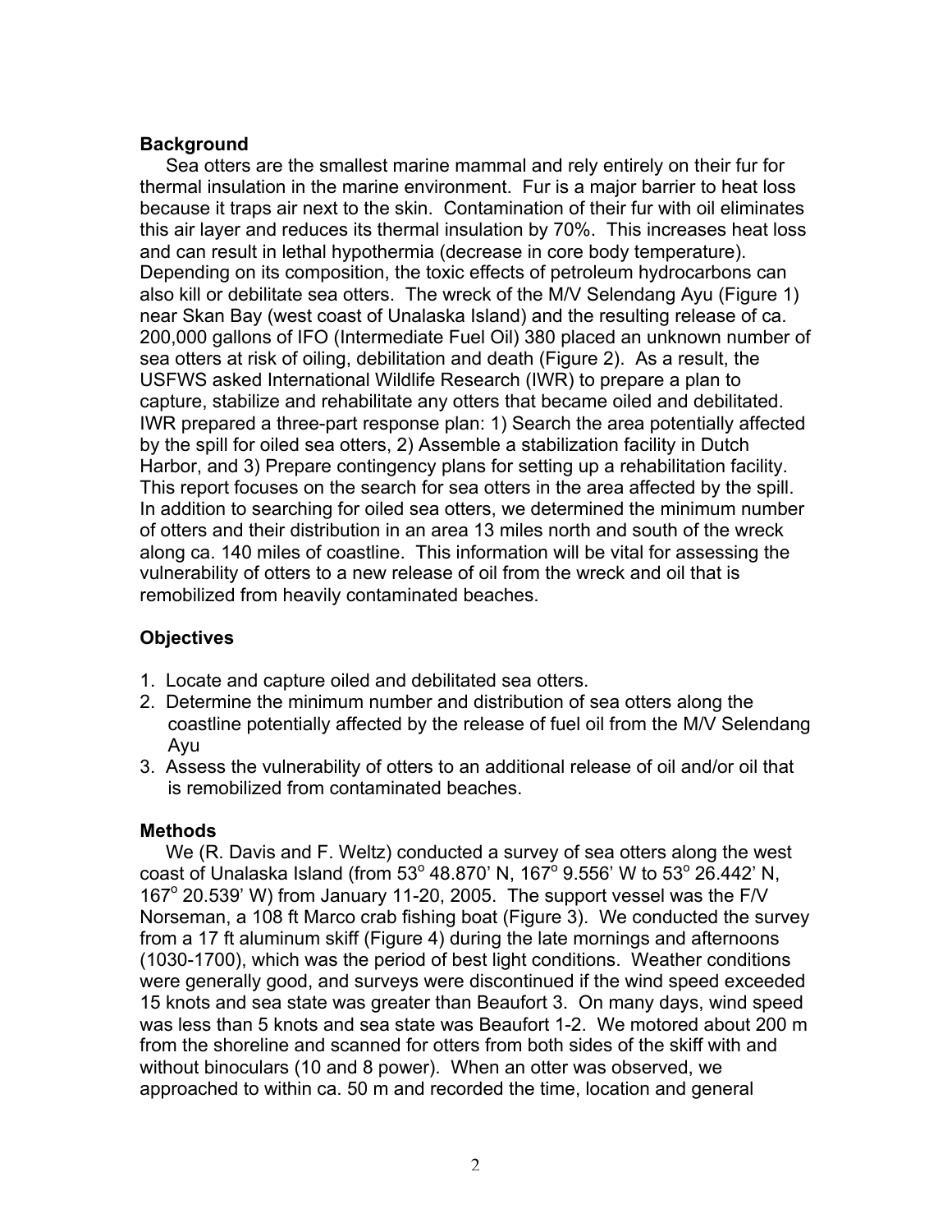## Background

Sea otters are the smallest marine mammal and rely entirely on their fur for thermal insulation in the marine environment. Fur is a major barrier to heat loss because it traps air next to the skin. Contamination of their fur with oil eliminates this air layer and reduces its thermal insulation by 70%. This increases heat loss and can result in lethal hypothermia (decrease in core body temperature). Depending on its composition, the toxic effects of petroleum hydrocarbons can also kill or debilitate sea otters. The wreck of the M/V Selendang Ayu (Figure 1) near Skan Bay (west coast of Unalaska Island) and the resulting release of ca. 200,000 gallons of IFO (Intermediate Fuel Oil) 380 placed an unknown number of sea otters at risk of oiling, debilitation and death (Figure 2). As a result, the USFWS asked International Wildlife Research (IWR) to prepare a plan to capture, stabilize and rehabilitate any otters that became oiled and debilitated. IWR prepared a three-part response plan: 1) Search the area potentially affected by the spill for oiled sea otters, 2) Assemble a stabilization facility in Dutch Harbor, and 3) Prepare contingency plans for setting up a rehabilitation facility. This report focuses on the search for sea otters in the area affected by the spill. In addition to searching for oiled sea otters, we determined the minimum number of otters and their distribution in an area 13 miles north and south of the wreck along ca. 140 miles of coastline. This information will be vital for assessing the vulnerability of otters to a new release of oil from the wreck and oil that is remobilized from heavily contaminated beaches.

## Objectives

1. Locate and capture oiled and debilitated sea otters.
2. Determine the minimum number and distribution of sea otters along the coastline potentially affected by the release of fuel oil from the M/V Selendang Ayu
3. Assess the vulnerability of otters to an additional release of oil and/or oil that is remobilized from contaminated beaches.

## Methods

We (R. Davis and F. Weltz) conducted a survey of sea otters along the west coast of Unalaska Island (from 53$^{o}$ 48.870' N, 167$^{o}$ 9.556' W to 53$^{o}$ 26.442' N, 167$^{o}$ 20.539' W) from January 11-20, 2005. The support vessel was the F/V Norseman, a 108 ft Marco crab fishing boat (Figure 3). We conducted the survey from a 17 ft aluminum skiff (Figure 4) during the late mornings and afternoons (1030-1700), which was the period of best light conditions. Weather conditions were generally good, and surveys were discontinued if the wind speed exceeded 15 knots and sea state was greater than Beaufort 3. On many days, wind speed was less than 5 knots and sea state was Beaufort 1-2. We motored about 200 m from the shoreline and scanned for otters from both sides of the skiff with and without binoculars (10 and 8 power). When an otter was observed, we approached to within ca. 50 m and recorded the time, location and general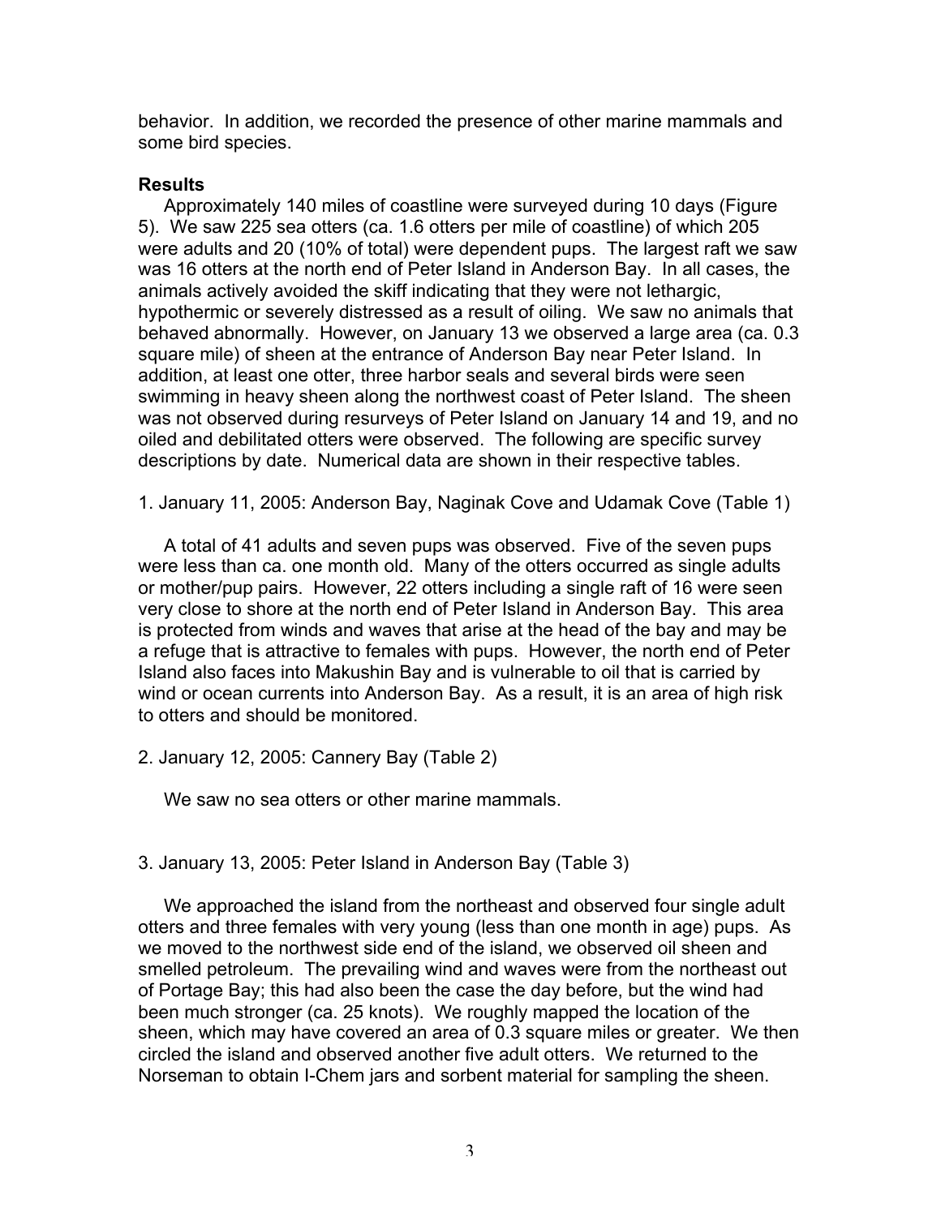behavior. In addition, we recorded the presence of other marine mammals and some bird species.

**Results**

Approximately 140 miles of coastline were surveyed during 10 days (Figure 5). We saw 225 sea otters (ca. 1.6 otters per mile of coastline) of which 205 were adults and 20 (10% of total) were dependent pups. The largest raft we saw was 16 otters at the north end of Peter Island in Anderson Bay. In all cases, the animals actively avoided the skiff indicating that they were not lethargic, hypothermic or severely distressed as a result of oiling. We saw no animals that behaved abnormally. However, on January 13 we observed a large area (ca. 0.3 square mile) of sheen at the entrance of Anderson Bay near Peter Island. In addition, at least one otter, three harbor seals and several birds were seen swimming in heavy sheen along the northwest coast of Peter Island. The sheen was not observed during resurveys of Peter Island on January 14 and 19, and no oiled and debilitated otters were observed. The following are specific survey descriptions by date. Numerical data are shown in their respective tables.

1. January 11, 2005: Anderson Bay, Naginak Cove and Udamak Cove (Table 1)

A total of 41 adults and seven pups was observed. Five of the seven pups were less than ca. one month old. Many of the otters occurred as single adults or mother/pup pairs. However, 22 otters including a single raft of 16 were seen very close to shore at the north end of Peter Island in Anderson Bay. This area is protected from winds and waves that arise at the head of the bay and may be a refuge that is attractive to females with pups. However, the north end of Peter Island also faces into Makushin Bay and is vulnerable to oil that is carried by wind or ocean currents into Anderson Bay. As a result, it is an area of high risk to otters and should be monitored.

2. January 12, 2005: Cannery Bay (Table 2)

We saw no sea otters or other marine mammals.

3. January 13, 2005: Peter Island in Anderson Bay (Table 3)

We approached the island from the northeast and observed four single adult otters and three females with very young (less than one month in age) pups. As we moved to the northwest side end of the island, we observed oil sheen and smelled petroleum. The prevailing wind and waves were from the northeast out of Portage Bay; this had also been the case the day before, but the wind had been much stronger (ca. 25 knots). We roughly mapped the location of the sheen, which may have covered an area of 0.3 square miles or greater. We then circled the island and observed another five adult otters. We returned to the Norseman to obtain I-Chem jars and sorbent material for sampling the sheen.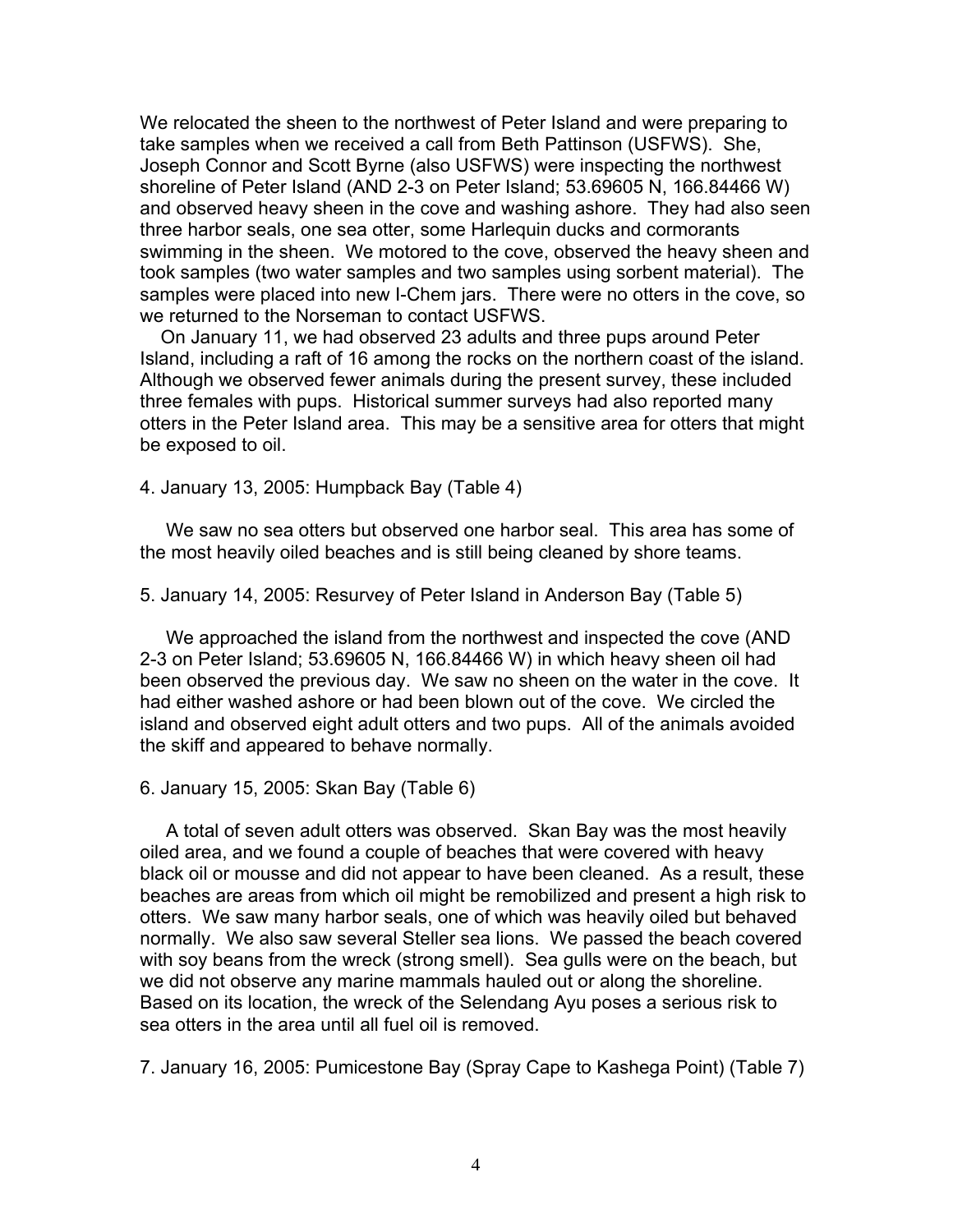We relocated the sheen to the northwest of Peter Island and were preparing to take samples when we received a call from Beth Pattinson (USFWS). She, Joseph Connor and Scott Byrne (also USFWS) were inspecting the northwest shoreline of Peter Island (AND 2-3 on Peter Island; 53.69605 N, 166.84466 W) and observed heavy sheen in the cove and washing ashore. They had also seen three harbor seals, one sea otter, some Harlequin ducks and cormorants swimming in the sheen. We motored to the cove, observed the heavy sheen and took samples (two water samples and two samples using sorbent material). The samples were placed into new I-Chem jars. There were no otters in the cove, so we returned to the Norseman to contact USFWS.

On January 11, we had observed 23 adults and three pups around Peter Island, including a raft of 16 among the rocks on the northern coast of the island. Although we observed fewer animals during the present survey, these included three females with pups. Historical summer surveys had also reported many otters in the Peter Island area. This may be a sensitive area for otters that might be exposed to oil.

4. January 13, 2005: Humpback Bay (Table 4)

We saw no sea otters but observed one harbor seal. This area has some of the most heavily oiled beaches and is still being cleaned by shore teams.

5. January 14, 2005: Resurvey of Peter Island in Anderson Bay (Table 5)

We approached the island from the northwest and inspected the cove (AND 2-3 on Peter Island; 53.69605 N, 166.84466 W) in which heavy sheen oil had been observed the previous day. We saw no sheen on the water in the cove. It had either washed ashore or had been blown out of the cove. We circled the island and observed eight adult otters and two pups. All of the animals avoided the skiff and appeared to behave normally.

6. January 15, 2005: Skan Bay (Table 6)

A total of seven adult otters was observed. Skan Bay was the most heavily oiled area, and we found a couple of beaches that were covered with heavy black oil or mousse and did not appear to have been cleaned. As a result, these beaches are areas from which oil might be remobilized and present a high risk to otters. We saw many harbor seals, one of which was heavily oiled but behaved normally. We also saw several Steller sea lions. We passed the beach covered with soy beans from the wreck (strong smell). Sea gulls were on the beach, but we did not observe any marine mammals hauled out or along the shoreline. Based on its location, the wreck of the Selendang Ayu poses a serious risk to sea otters in the area until all fuel oil is removed.

7. January 16, 2005: Pumicestone Bay (Spray Cape to Kashega Point) (Table 7)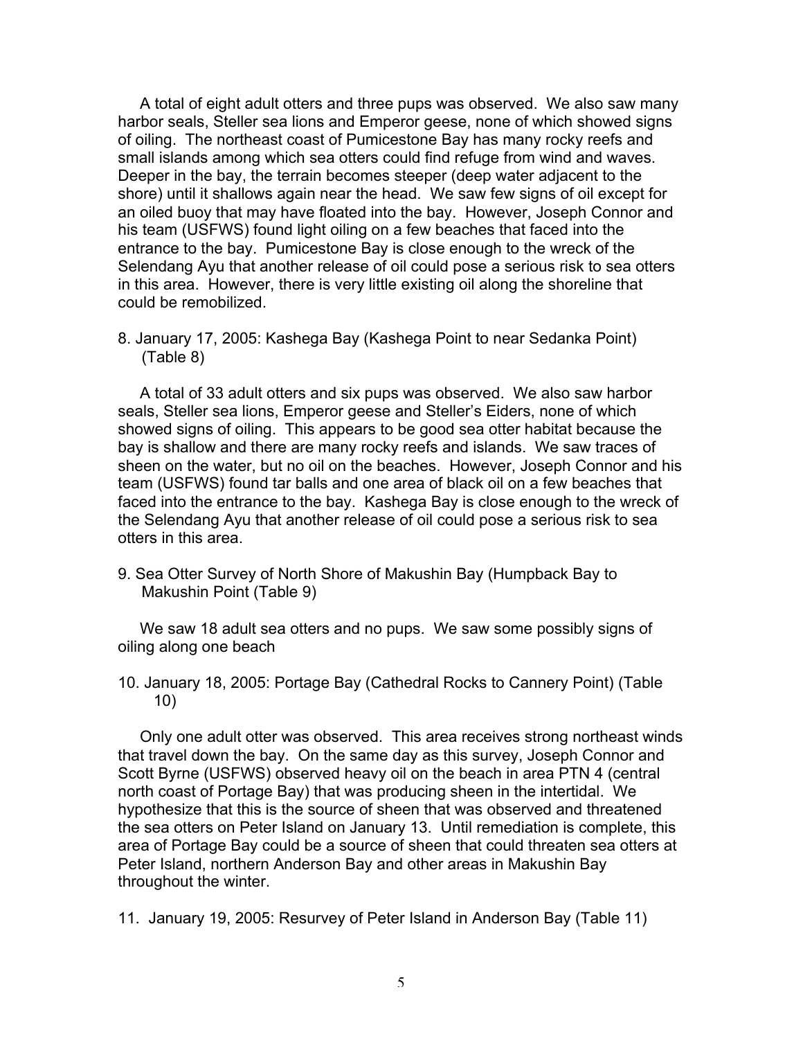A total of eight adult otters and three pups was observed. We also saw many harbor seals, Steller sea lions and Emperor geese, none of which showed signs of oiling. The northeast coast of Pumicestone Bay has many rocky reefs and small islands among which sea otters could find refuge from wind and waves. Deeper in the bay, the terrain becomes steeper (deep water adjacent to the shore) until it shallows again near the head. We saw few signs of oil except for an oiled buoy that may have floated into the bay. However, Joseph Connor and his team (USFWS) found light oiling on a few beaches that faced into the entrance to the bay. Pumicestone Bay is close enough to the wreck of the Selendang Ayu that another release of oil could pose a serious risk to sea otters in this area. However, there is very little existing oil along the shoreline that could be remobilized.

8. January 17, 2005: Kashega Bay (Kashega Point to near Sedanka Point) (Table 8)

A total of 33 adult otters and six pups was observed. We also saw harbor seals, Steller sea lions, Emperor geese and Steller's Eiders, none of which showed signs of oiling. This appears to be good sea otter habitat because the bay is shallow and there are many rocky reefs and islands. We saw traces of sheen on the water, but no oil on the beaches. However, Joseph Connor and his team (USFWS) found tar balls and one area of black oil on a few beaches that faced into the entrance to the bay. Kashega Bay is close enough to the wreck of the Selendang Ayu that another release of oil could pose a serious risk to sea otters in this area.

9. Sea Otter Survey of North Shore of Makushin Bay (Humpback Bay to Makushin Point (Table 9)

We saw 18 adult sea otters and no pups. We saw some possibly signs of oiling along one beach

10. January 18, 2005: Portage Bay (Cathedral Rocks to Cannery Point) (Table 10)

Only one adult otter was observed. This area receives strong northeast winds that travel down the bay. On the same day as this survey, Joseph Connor and Scott Byrne (USFWS) observed heavy oil on the beach in area PTN 4 (central north coast of Portage Bay) that was producing sheen in the intertidal. We hypothesize that this is the source of sheen that was observed and threatened the sea otters on Peter Island on January 13. Until remediation is complete, this area of Portage Bay could be a source of sheen that could threaten sea otters at Peter Island, northern Anderson Bay and other areas in Makushin Bay throughout the winter.

11. January 19, 2005: Resurvey of Peter Island in Anderson Bay (Table 11)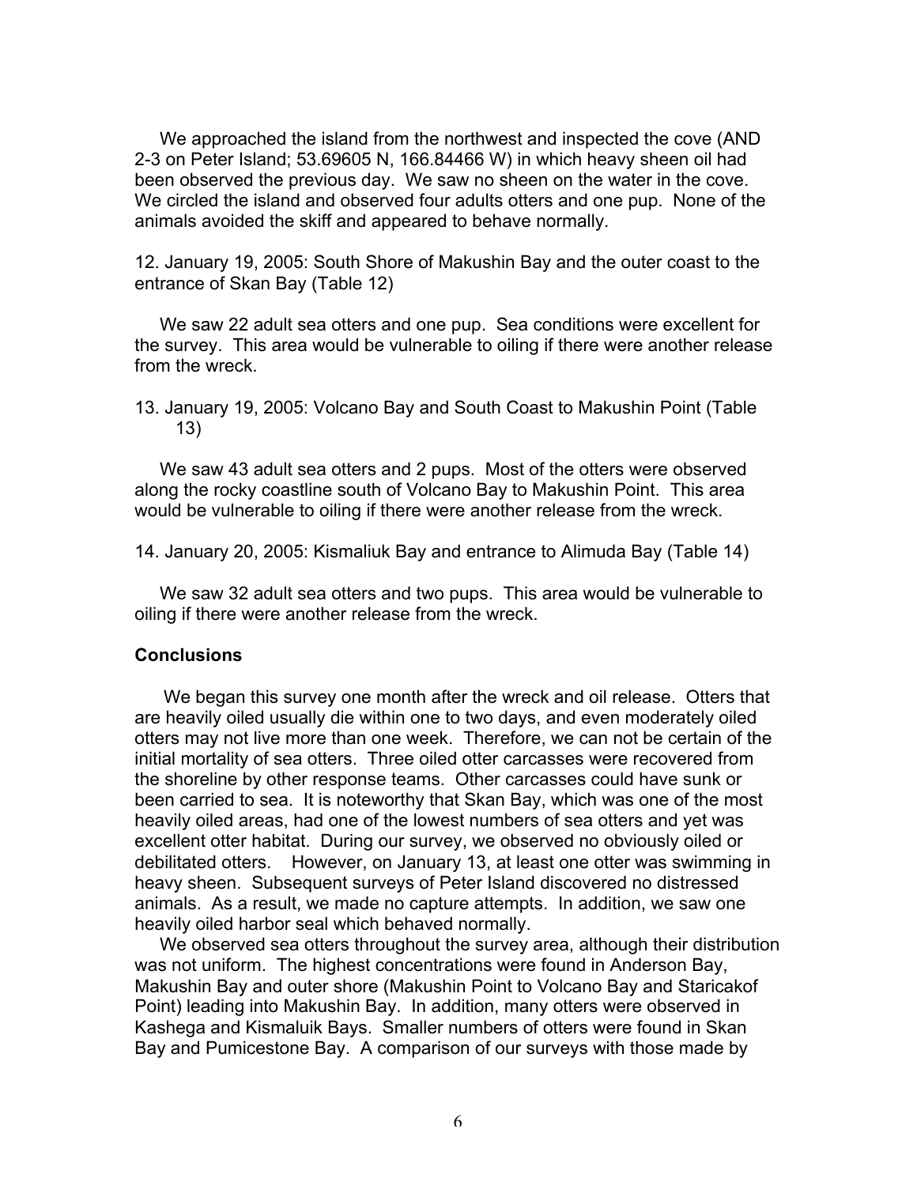We approached the island from the northwest and inspected the cove (AND 2-3 on Peter Island; 53.69605 N, 166.84466 W) in which heavy sheen oil had been observed the previous day. We saw no sheen on the water in the cove. We circled the island and observed four adults otters and one pup. None of the animals avoided the skiff and appeared to behave normally.

12. January 19, 2005: South Shore of Makushin Bay and the outer coast to the entrance of Skan Bay (Table 12)

We saw 22 adult sea otters and one pup. Sea conditions were excellent for the survey. This area would be vulnerable to oiling if there were another release from the wreck.

13. January 19, 2005: Volcano Bay and South Coast to Makushin Point (Table 13)

We saw 43 adult sea otters and 2 pups. Most of the otters were observed along the rocky coastline south of Volcano Bay to Makushin Point. This area would be vulnerable to oiling if there were another release from the wreck.

14. January 20, 2005: Kismaliuk Bay and entrance to Alimuda Bay (Table 14)

We saw 32 adult sea otters and two pups. This area would be vulnerable to oiling if there were another release from the wreck.

**Conclusions**

We began this survey one month after the wreck and oil release. Otters that are heavily oiled usually die within one to two days, and even moderately oiled otters may not live more than one week. Therefore, we can not be certain of the initial mortality of sea otters. Three oiled otter carcasses were recovered from the shoreline by other response teams. Other carcasses could have sunk or been carried to sea. It is noteworthy that Skan Bay, which was one of the most heavily oiled areas, had one of the lowest numbers of sea otters and yet was excellent otter habitat. During our survey, we observed no obviously oiled or debilitated otters. However, on January 13, at least one otter was swimming in heavy sheen. Subsequent surveys of Peter Island discovered no distressed animals. As a result, we made no capture attempts. In addition, we saw one heavily oiled harbor seal which behaved normally.

We observed sea otters throughout the survey area, although their distribution was not uniform. The highest concentrations were found in Anderson Bay, Makushin Bay and outer shore (Makushin Point to Volcano Bay and Staricakof Point) leading into Makushin Bay. In addition, many otters were observed in Kashega and Kismaluik Bays. Smaller numbers of otters were found in Skan Bay and Pumicestone Bay. A comparison of our surveys with those made by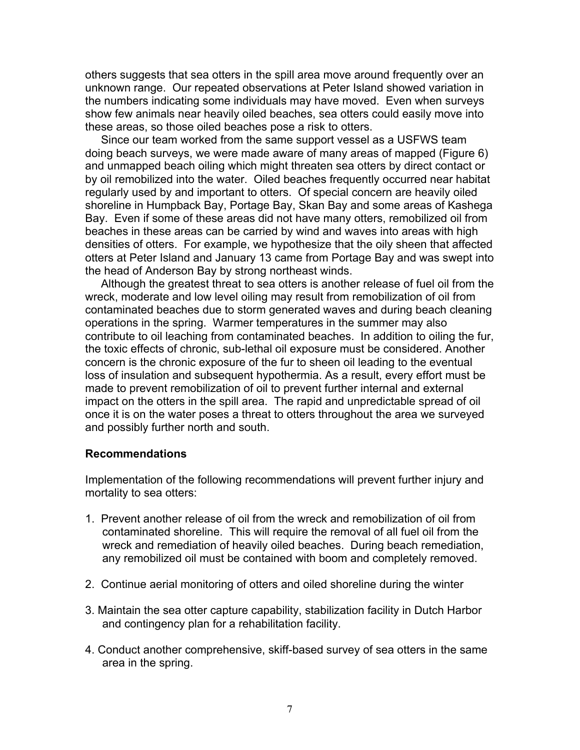others suggests that sea otters in the spill area move around frequently over an unknown range. Our repeated observations at Peter Island showed variation in the numbers indicating some individuals may have moved. Even when surveys show few animals near heavily oiled beaches, sea otters could easily move into these areas, so those oiled beaches pose a risk to otters.

Since our team worked from the same support vessel as a USFWS team doing beach surveys, we were made aware of many areas of mapped (Figure 6) and unmapped beach oiling which might threaten sea otters by direct contact or by oil remobilized into the water. Oiled beaches frequently occurred near habitat regularly used by and important to otters. Of special concern are heavily oiled shoreline in Humpback Bay, Portage Bay, Skan Bay and some areas of Kashega Bay. Even if some of these areas did not have many otters, remobilized oil from beaches in these areas can be carried by wind and waves into areas with high densities of otters. For example, we hypothesize that the oily sheen that affected otters at Peter Island and January 13 came from Portage Bay and was swept into the head of Anderson Bay by strong northeast winds.

Although the greatest threat to sea otters is another release of fuel oil from the wreck, moderate and low level oiling may result from remobilization of oil from contaminated beaches due to storm generated waves and during beach cleaning operations in the spring. Warmer temperatures in the summer may also contribute to oil leaching from contaminated beaches. In addition to oiling the fur, the toxic effects of chronic, sub-lethal oil exposure must be considered. Another concern is the chronic exposure of the fur to sheen oil leading to the eventual loss of insulation and subsequent hypothermia. As a result, every effort must be made to prevent remobilization of oil to prevent further internal and external impact on the otters in the spill area. The rapid and unpredictable spread of oil once it is on the water poses a threat to otters throughout the area we surveyed and possibly further north and south.

### Recommendations

Implementation of the following recommendations will prevent further injury and mortality to sea otters:

1. Prevent another release of oil from the wreck and remobilization of oil from contaminated shoreline. This will require the removal of all fuel oil from the wreck and remediation of heavily oiled beaches. During beach remediation, any remobilized oil must be contained with boom and completely removed.

2. Continue aerial monitoring of otters and oiled shoreline during the winter

3. Maintain the sea otter capture capability, stabilization facility in Dutch Harbor and contingency plan for a rehabilitation facility.

4. Conduct another comprehensive, skiff-based survey of sea otters in the same area in the spring.